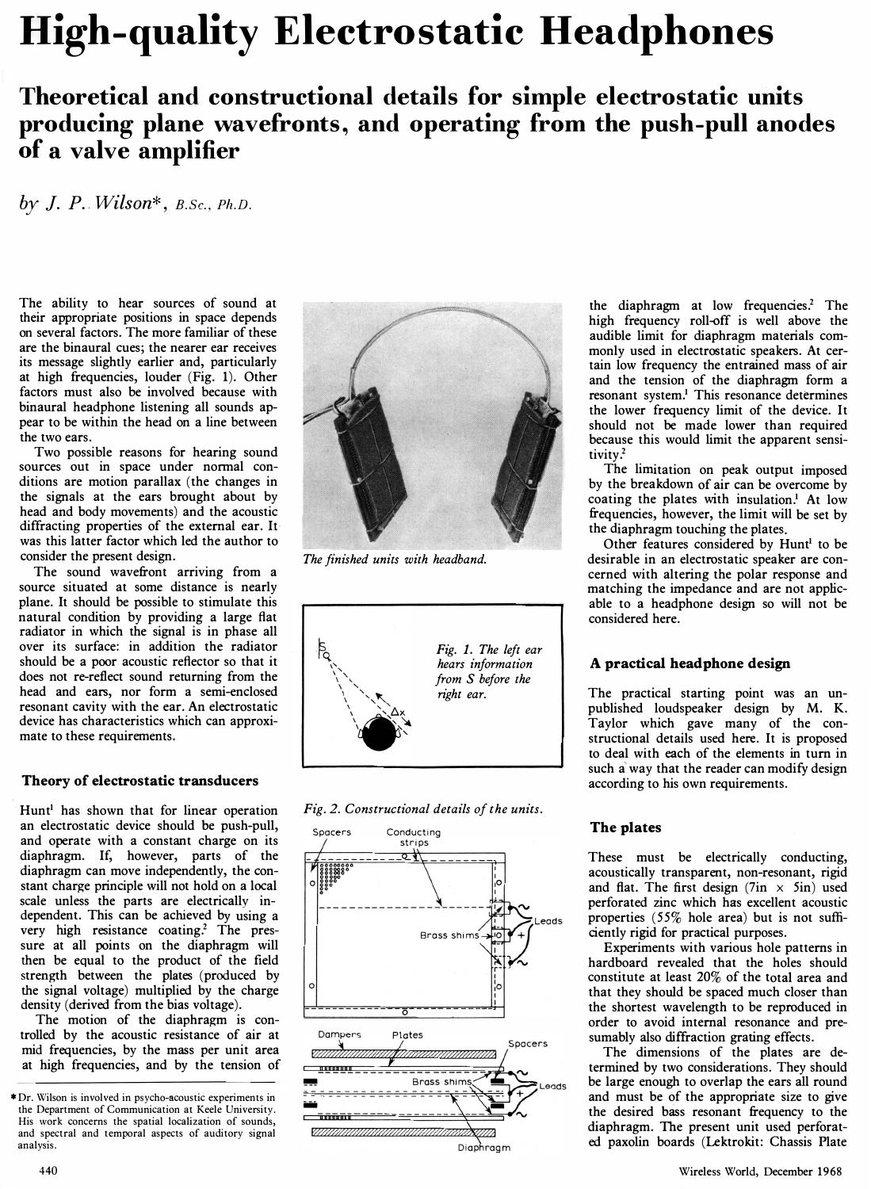# High-quality Electrostatic Headphones

## Theoretical and constructional details for simple electrostatic units producing plane wavefronts, and operating from the push-pull anodes of a valve amplifier

*by J. P. Wilson\*, B.Sc., Ph.D.*

The ability to hear sources of sound at their appropriate positions in space depends on several factors. The more familiar of these are the binaural cues; the nearer ear receives its message slightly earlier and, particularly at high frequencies, louder (Fig. 1). Other factors must also be involved because with binaural headphone listening all sounds appear to be within the head on a line between the two ears.

Two possible reasons for hearing sound sources out in space under normal conditions are motion parallax (the changes in the signals at the ears brought about by head and body movements) and the acoustic diffracting properties of the external ear. It was this latter factor which led the author to consider the present design.

The sound wavefront arriving from a source situated at some distance is nearly plane. It should be possible to stimulate this natural condition by providing a large flat radiator in which the signal is in phase all over its surface: in addition the radiator should be a poor acoustic reflector so that it does not re-reflect sound returning from the head and ears, nor form a semi-enclosed resonant cavity with the ear. An electrostatic device has characteristics which can approximate to these requirements.

*The finished units with headband.*

*Fig. 1. The left ear hears information from S before the right ear.*

### Theory of electrostatic transducers

Hunt[1] has shown that for linear operation an electrostatic device should be push-pull, and operate with a constant charge on its diaphragm. If, however, parts of the diaphragm can move independently, the constant charge principle will not hold on a local scale unless the parts are electrically independent. This can be achieved by using a very high resistance coating.[2] The pressure at all points on the diaphragm will then be equal to the product of the field strength between the plates (produced by the signal voltage) multiplied by the charge density (derived from the bias voltage).

The motion of the diaphragm is controlled by the acoustic resistance of air at mid frequencies, by the mass per unit area at high frequencies, and by the tension of the diaphragm at low frequencies.[2] The high frequency roll-off is well above the audible limit for diaphragm materials commonly used in electrostatic speakers. At certain low frequency the entrained mass of air and the tension of the diaphragm form a resonant system.[1] This resonance determines the lower frequency limit of the device. It should not be made lower than required because this would limit the apparent sensitivity.[2]

The limitation on peak output imposed by the breakdown of air can be overcome by coating the plates with insulation.[1] At low frequencies, however, the limit will be set by the diaphragm touching the plates.

Other features considered by Hunt[1] to be desirable in an electrostatic speaker are concerned with altering the polar response and matching the impedance and are not applicable to a headphone design so will not be considered here.

*Fig. 2. Constructional details of the units.*

### A practical headphone design

The practical starting point was an unpublished loudspeaker design by M. K. Taylor which gave many of the constructional details used here. It is proposed to deal with each of the elements in turn in such a way that the reader can modify design according to his own requirements.

### The plates

These must be electrically conducting, acoustically transparent, non-resonant, rigid and flat. The first design (7in × 5in) used perforated zinc which has excellent acoustic properties (55% hole area) but is not sufficiently rigid for practical purposes.

Experiments with various hole patterns in hardboard revealed that the holes should constitute at least 20% of the total area and that they should be spaced much closer than the shortest wavelength to be reproduced in order to avoid internal resonance and presumably also diffraction grating effects.

The dimensions of the plates are determined by two considerations. They should be large enough to overlap the ears all round and must be of the appropriate size to give the desired bass resonant frequency to the diaphragm. The present unit used perforated paxolin boards (Lektrokit: Chassis Plate

\*Dr. Wilson is involved in psycho-acoustic experiments in the Department of Communication at Keele University. His work concerns the spatial localization of sounds, and spectral and temporal aspects of auditory signal analysis.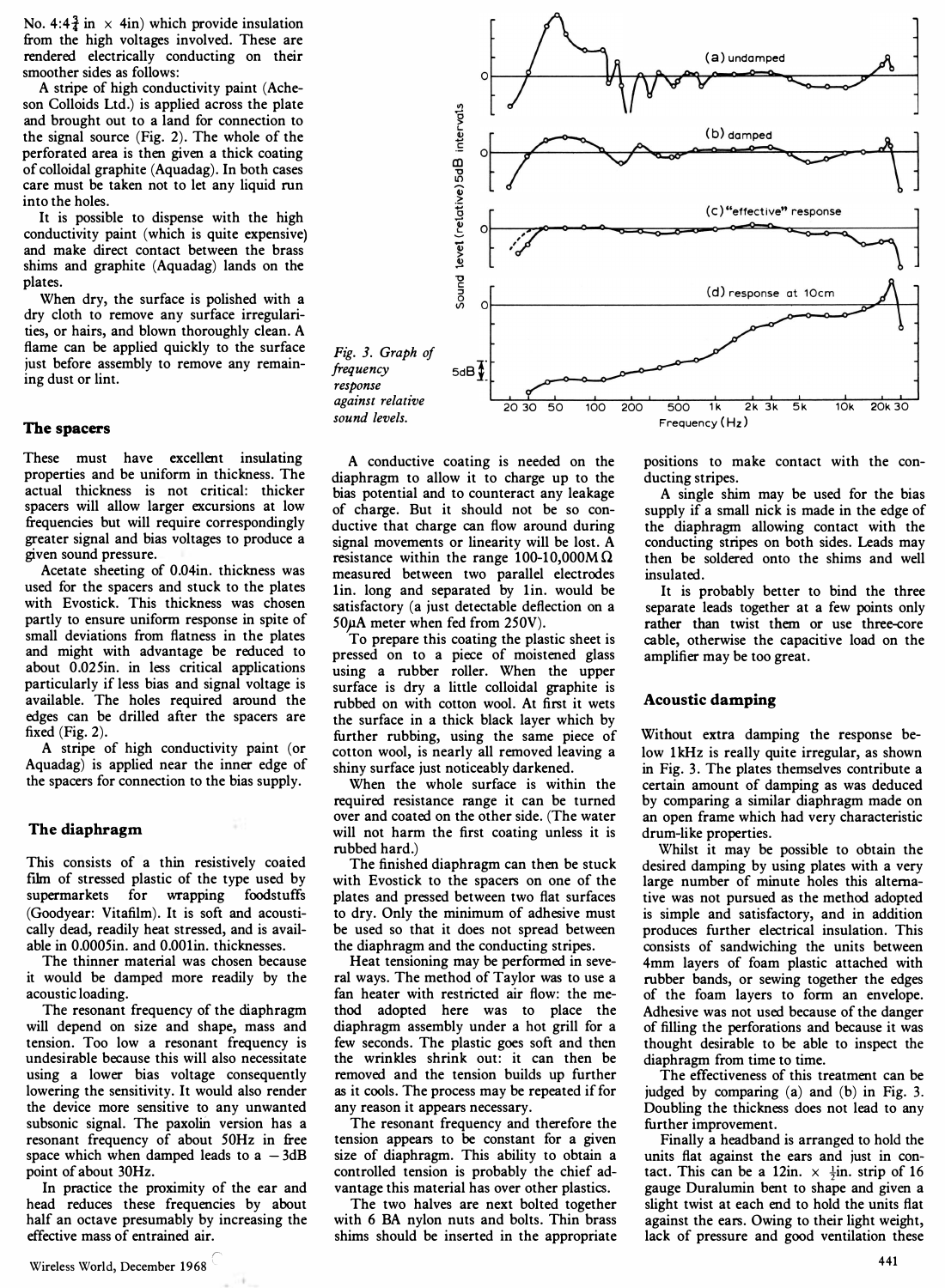No. 4: $4\frac{3}{4}$ in × 4in) which provide insulation from the high voltages involved. These are rendered electrically conducting on their smoother sides as follows:

A stripe of high conductivity paint (Acheson Colloids Ltd.) is applied across the plate and brought out to a land for connection to the signal source (Fig. 2). The whole of the perforated area is then given a thick coating of colloidal graphite (Aquadag). In both cases care must be taken not to let any liquid run into the holes.

It is possible to dispense with the high conductivity paint (which is quite expensive) and make direct contact between the brass shims and graphite (Aquadag) lands on the plates.

When dry, the surface is polished with a dry cloth to remove any surface irregularities, or hairs, and blown thoroughly clean. A flame can be applied quickly to the surface just before assembly to remove any remaining dust or lint.

*Fig. 3. Graph of frequency response against relative sound levels.*

### The spacers

These must have excellent insulating properties and be uniform in thickness. The actual thickness is not critical: thicker spacers will allow larger excursions at low frequencies but will require correspondingly greater signal and bias voltages to produce a given sound pressure.

Acetate sheeting of 0.04in. thickness was used for the spacers and stuck to the plates with Evostick. This thickness was chosen partly to ensure uniform response in spite of small deviations from flatness in the plates and might with advantage be reduced to about 0.025in. in less critical applications particularly if less bias and signal voltage is available. The holes required around the edges can be drilled after the spacers are fixed (Fig. 2).

A stripe of high conductivity paint (or Aquadag) is applied near the inner edge of the spacers for connection to the bias supply.

### The diaphragm

This consists of a thin resistively coated film of stressed plastic of the type used by supermarkets for wrapping foodstuffs (Goodyear: Vitafilm). It is soft and acoustically dead, readily heat stressed, and is available in 0.0005in. and 0.001in. thicknesses.

The thinner material was chosen because it would be damped more readily by the acoustic loading.

The resonant frequency of the diaphragm will depend on size and shape, mass and tension. Too low a resonant frequency is undesirable because this will also necessitate using a lower bias voltage consequently lowering the sensitivity. It would also render the device more sensitive to any unwanted subsonic signal. The paxolin version has a resonant frequency of about 50Hz in free space which when damped leads to a −3dB point of about 30Hz.

In practice the proximity of the ear and head reduces these frequencies by about half an octave presumably by increasing the effective mass of entrained air.

A conductive coating is needed on the diaphragm to allow it to charge up to the bias potential and to counteract any leakage of charge. But it should not be so conductive that charge can flow around during signal movements or linearity will be lost. A resistance within the range 100-10,000MΩ measured between two parallel electrodes 1in. long and separated by 1in. would be satisfactory (a just detectable deflection on a 50μA meter when fed from 250V).

To prepare this coating the plastic sheet is pressed on to a piece of moistened glass using a rubber roller. When the upper surface is dry a little colloidal graphite is rubbed on with cotton wool. At first it wets the surface in a thick black layer which by further rubbing, using the same piece of cotton wool, is nearly all removed leaving a shiny surface just noticeably darkened.

When the whole surface is within the required resistance range it can be turned over and coated on the other side. (The water will not harm the first coating unless it is rubbed hard.)

The finished diaphragm can then be stuck with Evostick to the spacers on one of the plates and pressed between two flat surfaces to dry. Only the minimum of adhesive must be used so that it does not spread between the diaphragm and the conducting stripes.

Heat tensioning may be performed in several ways. The method of Taylor was to use a fan heater with restricted air flow: the method adopted here was to place the diaphragm assembly under a hot grill for a few seconds. The plastic goes soft and then the wrinkles shrink out: it can then be removed and the tension builds up further as it cools. The process may be repeated if for any reason it appears necessary.

The resonant frequency and therefore the tension appears to be constant for a given size of diaphragm. This ability to obtain a controlled tension is probably the chief advantage this material has over other plastics.

The two halves are next bolted together with 6 BA nylon nuts and bolts. Thin brass shims should be inserted in the appropriate positions to make contact with the conducting stripes.

A single shim may be used for the bias supply if a small nick is made in the edge of the diaphragm allowing contact with the conducting stripes on both sides. Leads may then be soldered onto the shims and well insulated.

It is probably better to bind the three separate leads together at a few points only rather than twist them or use three-core cable, otherwise the capacitive load on the amplifier may be too great.

### Acoustic damping

Without extra damping the response below 1kHz is really quite irregular, as shown in Fig. 3. The plates themselves contribute a certain amount of damping as was deduced by comparing a similar diaphragm made on an open frame which had very characteristic drum-like properties.

Whilst it may be possible to obtain the desired damping by using plates with a very large number of minute holes this alternative was not pursued as the method adopted is simple and satisfactory, and in addition produces further electrical insulation. This consists of sandwiching the units between 4mm layers of foam plastic attached with rubber bands, or sewing together the edges of the foam layers to form an envelope. Adhesive was not used because of the danger of filling the perforations and because it was thought desirable to be able to inspect the diaphragm from time to time.

The effectiveness of this treatment can be judged by comparing (a) and (b) in Fig. 3. Doubling the thickness does not lead to any further improvement.

Finally a headband is arranged to hold the units flat against the ears and just in contact. This can be a 12in. × $\frac{1}{2}$in. strip of 16 gauge Duralumin bent to shape and given a slight twist at each end to hold the units flat against the ears. Owing to their light weight, lack of pressure and good ventilation these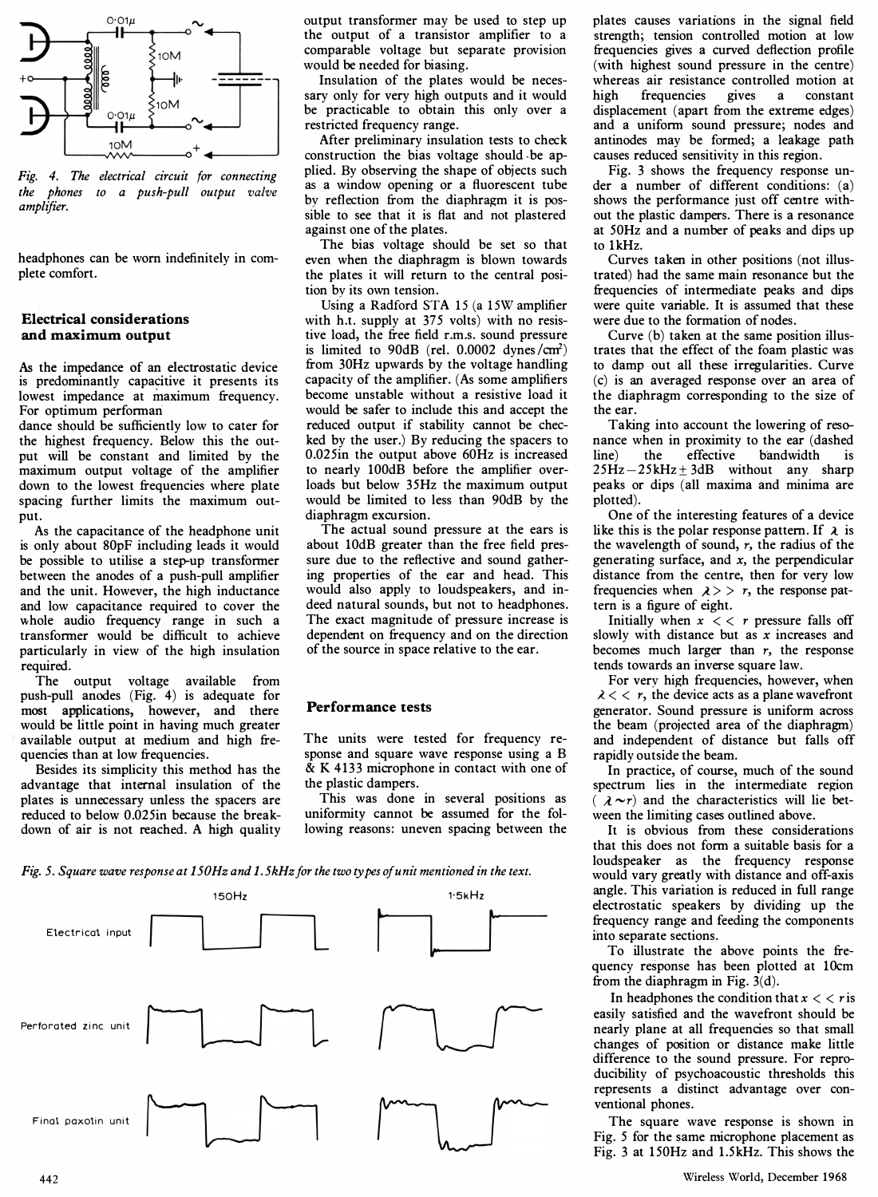*Fig. 4. The electrical circuit for connecting the phones to a push-pull output valve amplifier.*

headphones can be worn indefinitely in complete comfort.

### Electrical considerations and maximum output

As the impedance of an electrostatic device is predominantly capacitive it presents its lowest impedance at maximum frequency. For optimum performan dance should be sufficiently low to cater for the highest frequency. Below this the output will be constant and limited by the maximum output voltage of the amplifier down to the lowest frequencies where plate spacing further limits the maximum output.

As the capacitance of the headphone unit is only about 80pF including leads it would be possible to utilise a step-up transformer between the anodes of a push-pull amplifier and the unit. However, the high inductance and low capacitance required to cover the whole audio frequency range in such a transformer would be difficult to achieve particularly in view of the high insulation required.

The output voltage available from push-pull anodes (Fig. 4) is adequate for most applications, however, and there would be little point in having much greater available output at medium and high frequencies than at low frequencies.

Besides its simplicity this method has the advantage that internal insulation of the plates is unnecessary unless the spacers are reduced to below 0.025in because the breakdown of air is not reached. A high quality output transformer may be used to step up the output of a transistor amplifier to a comparable voltage but separate provision would be needed for biasing.

Insulation of the plates would be necessary only for very high outputs and it would be practicable to obtain this only over a restricted frequency range.

After preliminary insulation tests to check construction the bias voltage should be applied. By observing the shape of objects such as a window opening or a fluorescent tube by reflection from the diaphragm it is possible to see that it is flat and not plastered against one of the plates.

The bias voltage should be set so that even when the diaphragm is blown towards the plates it will return to the central position by its own tension.

Using a Radford STA 15 (a 15W amplifier with h.t. supply at 375 volts) with no resistive load, the free field r.m.s. sound pressure is limited to 90dB (rel. 0.0002 dynes/cm²) from 30Hz upwards by the voltage handling capacity of the amplifier. (As some amplifiers become unstable without a resistive load it would be safer to include this and accept the reduced output if stability cannot be checked by the user.) By reducing the spacers to 0.025in the output above 60Hz is increased to nearly 100dB before the amplifier overloads but below 35Hz the maximum output would be limited to less than 90dB by the diaphragm excursion.

The actual sound pressure at the ears is about 10dB greater than the free field pressure due to the reflective and sound gathering properties of the ear and head. This would also apply to loudspeakers, and indeed natural sounds, but not to headphones. The exact magnitude of pressure increase is dependent on frequency and on the direction of the source in space relative to the ear.

### Performance tests

The units were tested for frequency response and square wave response using a B & K 4133 microphone in contact with one of the plastic dampers.

This was done in several positions as uniformity cannot be assumed for the following reasons: uneven spacing between the plates causes variations in the signal field strength; tension controlled motion at low frequencies gives a curved deflection profile (with highest sound pressure in the centre) whereas air resistance controlled motion at high frequencies gives a constant displacement (apart from the extreme edges) and a uniform sound pressure; nodes and antinodes may be formed; a leakage path causes reduced sensitivity in this region.

Fig. 3 shows the frequency response under a number of different conditions: (a) shows the performance just off centre without the plastic dampers. There is a resonance at 50Hz and a number of peaks and dips up to 1kHz.

Curves taken in other positions (not illustrated) had the same main resonance but the frequencies of intermediate peaks and dips were quite variable. It is assumed that these were due to the formation of nodes.

Curve (b) taken at the same position illustrates that the effect of the foam plastic was to damp out all these irregularities. Curve (c) is an averaged response over an area of the diaphragm corresponding to the size of the ear.

Taking into account the lowering of resonance when in proximity to the ear (dashed line) the effective bandwidth is 25Hz – 25kHz ± 3dB without any sharp peaks or dips (all maxima and minima are plotted).

One of the interesting features of a device like this is the polar response pattern. If $\lambda$ is the wavelength of sound, $r$, the radius of the generating surface, and $x$, the perpendicular distance from the centre, then for very low frequencies when $\lambda >> r$, the response pattern is a figure of eight.

Initially when $x << r$ pressure falls off slowly with distance but as $x$ increases and becomes much larger than $r$, the response tends towards an inverse square law.

For very high frequencies, however, when $\lambda << r$, the device acts as a plane wavefront generator. Sound pressure is uniform across the beam (projected area of the diaphragm) and independent of distance but falls off rapidly outside the beam.

In practice, of course, much of the sound spectrum lies in the intermediate region ($\lambda \sim r$) and the characteristics will lie between the limiting cases outlined above.

It is obvious from these considerations that this does not form a suitable basis for a loudspeaker as the frequency response would vary greatly with distance and off-axis angle. This variation is reduced in full range electrostatic speakers by dividing up the frequency range and feeding the components into separate sections.

To illustrate the above points the frequency response has been plotted at 10cm from the diaphragm in Fig. 3(d).

In headphones the condition that $x << r$ is easily satisfied and the wavefront should be nearly plane at all frequencies so that small changes of position or distance make little difference to the sound pressure. For reproducibility of psychoacoustic thresholds this represents a distinct advantage over conventional phones.

The square wave response is shown in Fig. 5 for the same microphone placement as Fig. 3 at 150Hz and 1.5kHz. This shows the

*Fig. 5. Square wave response at 150Hz and 1.5kHz for the two types of unit mentioned in the text.*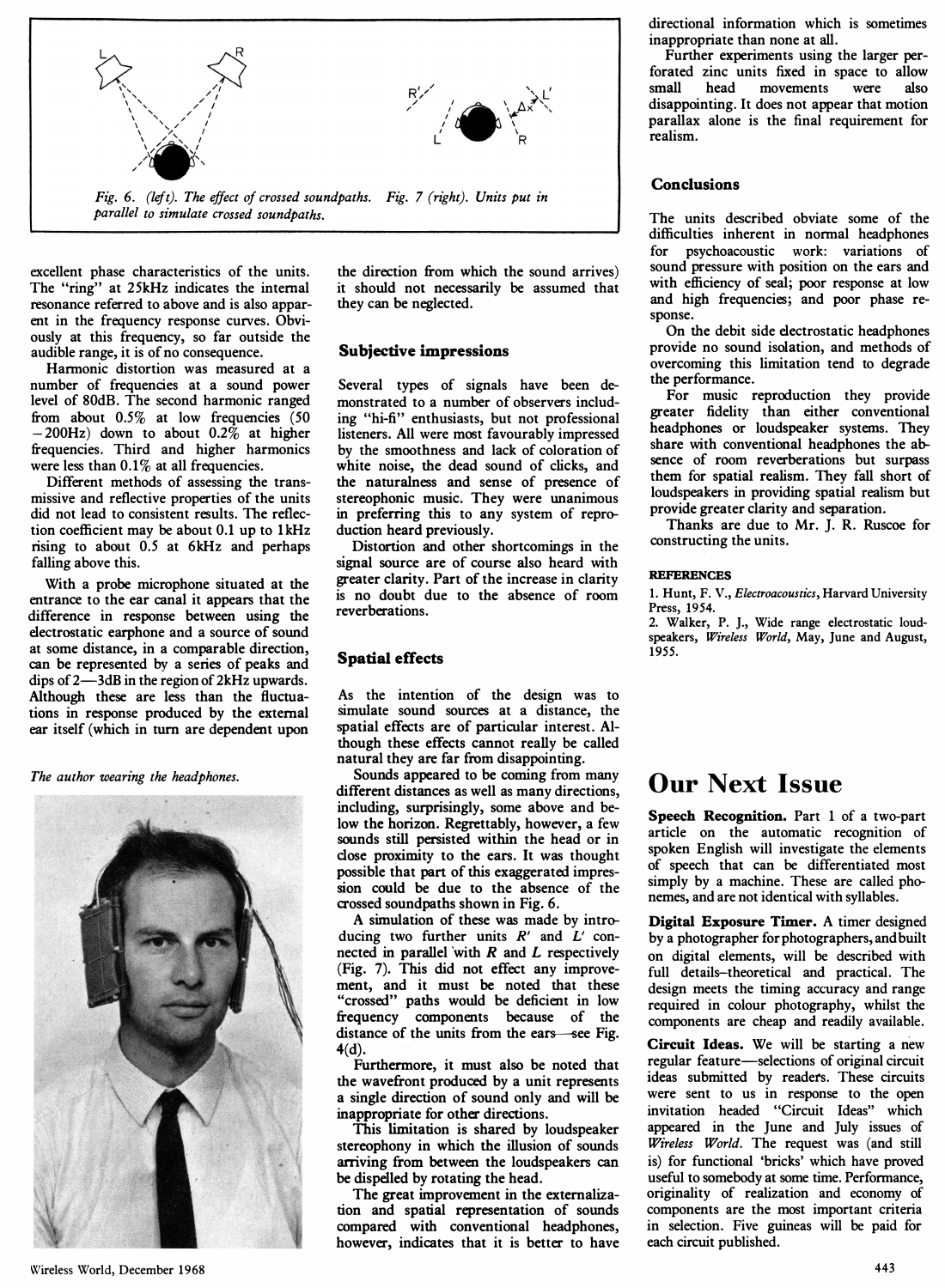Fig. 6. (left). The effect of crossed soundpaths. Fig. 7 (right). Units put in parallel to simulate crossed soundpaths.

excellent phase characteristics of the units. The "ring" at 25kHz indicates the internal resonance referred to above and is also apparent in the frequency response curves. Obviously at this frequency, so far outside the audible range, it is of no consequence.

Harmonic distortion was measured at a number of frequencies at a sound power level of 80dB. The second harmonic ranged from about 0.5% at low frequencies (50 – 200Hz) down to about 0.2% at higher frequencies. Third and higher harmonics were less than 0.1% at all frequencies.

Different methods of assessing the transmissive and reflective properties of the units did not lead to consistent results. The reflection coefficient may be about 0.1 up to 1kHz rising to about 0.5 at 6kHz and perhaps falling above this.

With a probe microphone situated at the entrance to the ear canal it appears that the difference in response between using the electrostatic earphone and a source of sound at some distance, in a comparable direction, can be represented by a series of peaks and dips of 2—3dB in the region of 2kHz upwards. Although these are less than the fluctuations in response produced by the external ear itself (which in turn are dependent upon the direction from which the sound arrives) it should not necessarily be assumed that they can be neglected.

*The author wearing the headphones.*

### Subjective impressions

Several types of signals have been demonstrated to a number of observers including "hi-fi" enthusiasts, but not professional listeners. All were most favourably impressed by the smoothness and lack of coloration of white noise, the dead sound of clicks, and the naturalness and sense of presence of stereophonic music. They were unanimous in preferring this to any system of reproduction heard previously.

Distortion and other shortcomings in the signal source are of course also heard with greater clarity. Part of the increase in clarity is no doubt due to the absence of room reverberations.

### Spatial effects

As the intention of the design was to simulate sound sources at a distance, the spatial effects are of particular interest. Although these effects cannot really be called natural they are far from disappointing.

Sounds appeared to be coming from many different distances as well as many directions, including, surprisingly, some above and below the horizon. Regrettably, however, a few sounds still persisted within the head or in close proximity to the ears. It was thought possible that part of this exaggerated impression could be due to the absence of the crossed soundpaths shown in Fig. 6.

A simulation of these was made by introducing two further units $R'$ and $L'$ connected in parallel with $R$ and $L$ respectively (Fig. 7). This did not effect any improvement, and it must be noted that these "crossed" paths would be deficient in low frequency components because of the distance of the units from the ears—see Fig. 4(d).

Furthermore, it must also be noted that the wavefront produced by a unit represents a single direction of sound only and will be inappropriate for other directions.

This limitation is shared by loudspeaker stereophony in which the illusion of sounds arriving from between the loudspeakers can be dispelled by rotating the head.

The great improvement in the externalization and spatial representation of sounds compared with conventional headphones, however, indicates that it is better to have directional information which is sometimes inappropriate than none at all.

Further experiments using the larger perforated zinc units fixed in space to allow small head movements were also disappointing. It does not appear that motion parallax alone is the final requirement for realism.

### Conclusions

The units described obviate some of the difficulties inherent in normal headphones for psychoacoustic work: variations of sound pressure with position on the ears and with efficiency of seal; poor response at low and high frequencies; and poor phase response.

On the debit side electrostatic headphones provide no sound isolation, and methods of overcoming this limitation tend to degrade the performance.

For music reproduction they provide greater fidelity than either conventional headphones or loudspeaker systems. They share with conventional headphones the absence of room reverberations but surpass them for spatial realism. They fall short of loudspeakers in providing spatial realism but provide greater clarity and separation.

Thanks are due to Mr. J. R. Ruscoe for constructing the units.

#### REFERENCES

1. Hunt, F. V., *Electroacoustics*, Harvard University Press, 1954.
2. Walker, P. J., Wide range electrostatic loudspeakers, *Wireless World*, May, June and August, 1955.

# Our Next Issue

**Speech Recognition.** Part 1 of a two-part article on the automatic recognition of spoken English will investigate the elements of speech that can be differentiated most simply by a machine. These are called phonemes, and are not identical with syllables.

**Digital Exposure Timer.** A timer designed by a photographer for photographers, and built on digital elements, will be described with full details–theoretical and practical. The design meets the timing accuracy and range required in colour photography, whilst the components are cheap and readily available.

**Circuit Ideas.** We will be starting a new regular feature—selections of original circuit ideas submitted by readers. These circuits were sent to us in response to the open invitation headed "Circuit Ideas" which appeared in the June and July issues of *Wireless World*. The request was (and still is) for functional 'bricks' which have proved useful to somebody at some time. Performance, originality of realization and economy of components are the most important criteria in selection. Five guineas will be paid for each circuit published.